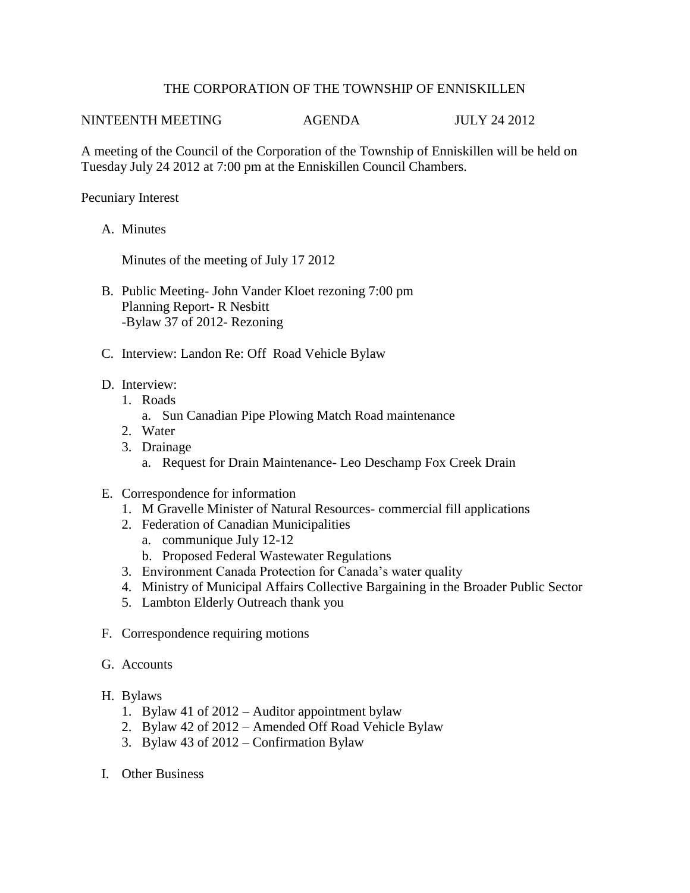# THE CORPORATION OF THE TOWNSHIP OF ENNISKILLEN

NINTEENTH MEETING AGENDA JULY 24 2012

A meeting of the Council of the Corporation of the Township of Enniskillen will be held on Tuesday July 24 2012 at 7:00 pm at the Enniskillen Council Chambers.

Pecuniary Interest

A. Minutes

   Minutes of the meeting of July 17 2012

B. Public Meeting- John Vander Kloet rezoning 7:00 pm
   Planning Report- R Nesbitt
   -Bylaw 37 of 2012- Rezoning

C. Interview: Landon Re: Off Road Vehicle Bylaw

D. Interview:
   1. Roads
      a. Sun Canadian Pipe Plowing Match Road maintenance
   2. Water
   3. Drainage
      a. Request for Drain Maintenance- Leo Deschamp Fox Creek Drain

E. Correspondence for information
   1. M Gravelle Minister of Natural Resources- commercial fill applications
   2. Federation of Canadian Municipalities
      a. communique July 12-12
      b. Proposed Federal Wastewater Regulations
   3. Environment Canada Protection for Canada's water quality
   4. Ministry of Municipal Affairs Collective Bargaining in the Broader Public Sector
   5. Lambton Elderly Outreach thank you

F. Correspondence requiring motions

G. Accounts

H. Bylaws
   1. Bylaw 41 of 2012 – Auditor appointment bylaw
   2. Bylaw 42 of 2012 – Amended Off Road Vehicle Bylaw
   3. Bylaw 43 of 2012 – Confirmation Bylaw

I. Other Business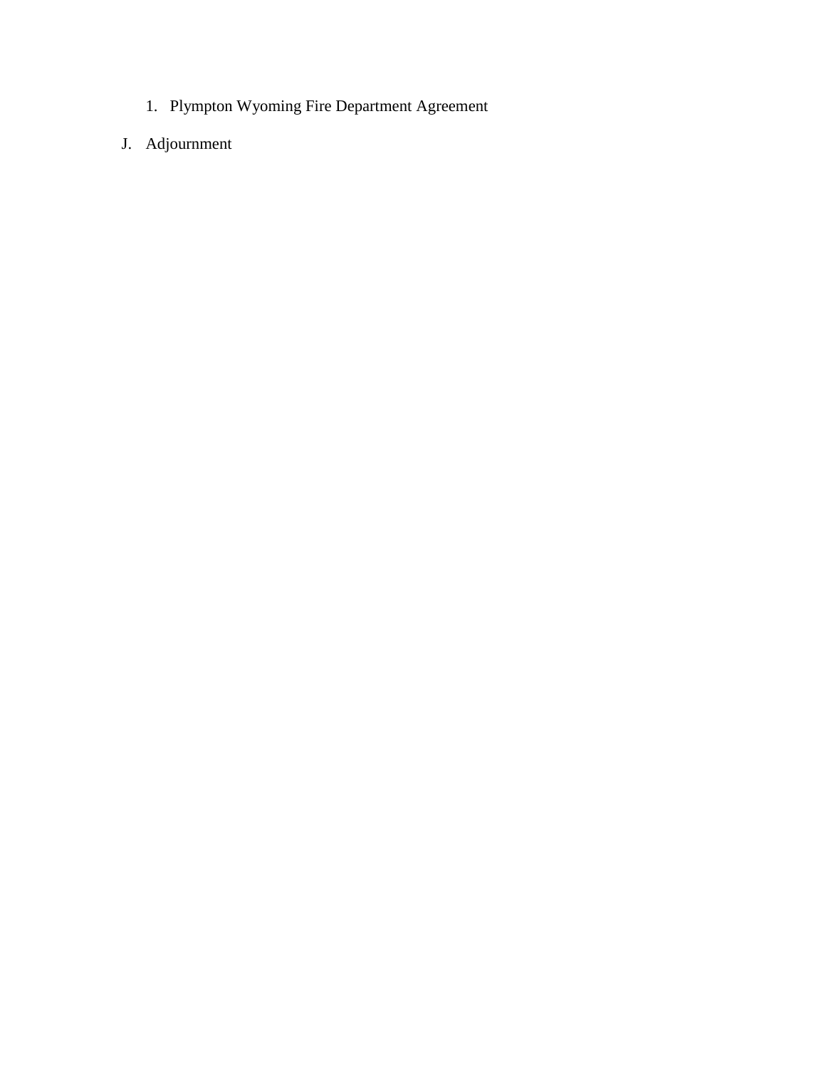1. Plympton Wyoming Fire Department Agreement

J. Adjournment